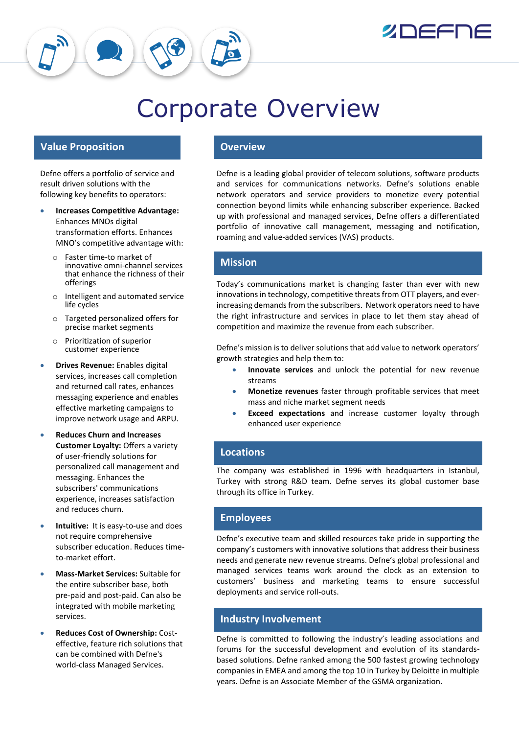# Corporate Overview

## Value Proposition

Defne offers a portfolio of service and result driven solutions with the following key benefits to operators:

- **Increases Competitive Advantage:** Enhances MNOs digital transformation efforts. Enhances MNO's competitive advantage with:
  - Faster time-to market of innovative omni-channel services that enhance the richness of their offerings
  - Intelligent and automated service life cycles
  - Targeted personalized offers for precise market segments
  - Prioritization of superior customer experience
- **Drives Revenue:** Enables digital services, increases call completion and returned call rates, enhances messaging experience and enables effective marketing campaigns to improve network usage and ARPU.
- **Reduces Churn and Increases Customer Loyalty:** Offers a variety of user-friendly solutions for personalized call management and messaging. Enhances the subscribers' communications experience, increases satisfaction and reduces churn.
- **Intuitive:** It is easy-to-use and does not require comprehensive subscriber education. Reduces time-to-market effort.
- **Mass-Market Services:** Suitable for the entire subscriber base, both pre-paid and post-paid. Can also be integrated with mobile marketing services.
- **Reduces Cost of Ownership:** Cost-effective, feature rich solutions that can be combined with Defne's world-class Managed Services.

## Overview

Defne is a leading global provider of telecom solutions, software products and services for communications networks. Defne's solutions enable network operators and service providers to monetize every potential connection beyond limits while enhancing subscriber experience. Backed up with professional and managed services, Defne offers a differentiated portfolio of innovative call management, messaging and notification, roaming and value-added services (VAS) products.

## Mission

Today's communications market is changing faster than ever with new innovations in technology, competitive threats from OTT players, and ever-increasing demands from the subscribers. Network operators need to have the right infrastructure and services in place to let them stay ahead of competition and maximize the revenue from each subscriber.

Defne's mission is to deliver solutions that add value to network operators' growth strategies and help them to:

- **Innovate services** and unlock the potential for new revenue streams
- **Monetize revenues** faster through profitable services that meet mass and niche market segment needs
- **Exceed expectations** and increase customer loyalty through enhanced user experience

## Locations

The company was established in 1996 with headquarters in Istanbul, Turkey with strong R&D team. Defne serves its global customer base through its office in Turkey.

## Employees

Defne's executive team and skilled resources take pride in supporting the company's customers with innovative solutions that address their business needs and generate new revenue streams. Defne's global professional and managed services teams work around the clock as an extension to customers' business and marketing teams to ensure successful deployments and service roll-outs.

## Industry Involvement

Defne is committed to following the industry's leading associations and forums for the successful development and evolution of its standards-based solutions. Defne ranked among the 500 fastest growing technology companies in EMEA and among the top 10 in Turkey by Deloitte in multiple years. Defne is an Associate Member of the GSMA organization.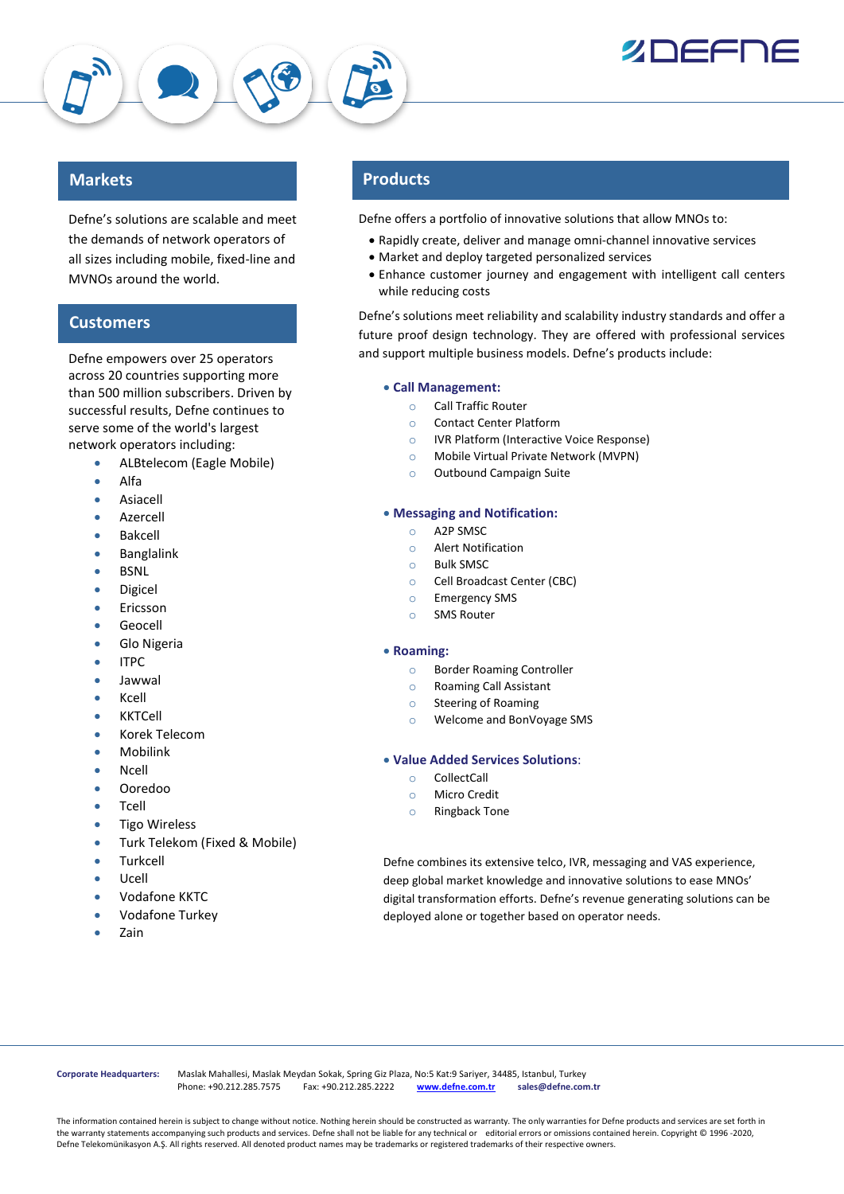## Markets

Defne's solutions are scalable and meet the demands of network operators of all sizes including mobile, fixed-line and MVNOs around the world.

## Customers

Defne empowers over 25 operators across 20 countries supporting more than 500 million subscribers. Driven by successful results, Defne continues to serve some of the world's largest network operators including:

- ALBtelecom (Eagle Mobile)
- Alfa
- Asiacell
- Azercell
- Bakcell
- Banglalink
- BSNL
- Digicel
- Ericsson
- Geocell
- Glo Nigeria
- ITPC
- Jawwal
- Kcell
- KKTCell
- Korek Telecom
- Mobilink
- Ncell
- Ooredoo
- Tcell
- Tigo Wireless
- Turk Telekom (Fixed & Mobile)
- Turkcell
- Ucell
- Vodafone KKTC
- Vodafone Turkey
- Zain

## Products

Defne offers a portfolio of innovative solutions that allow MNOs to:

- Rapidly create, deliver and manage omni-channel innovative services
- Market and deploy targeted personalized services
- Enhance customer journey and engagement with intelligent call centers while reducing costs

Defne's solutions meet reliability and scalability industry standards and offer a future proof design technology. They are offered with professional services and support multiple business models. Defne's products include:

- **Call Management:**
  - Call Traffic Router
  - Contact Center Platform
  - IVR Platform (Interactive Voice Response)
  - Mobile Virtual Private Network (MVPN)
  - Outbound Campaign Suite
- **Messaging and Notification:**
  - A2P SMSC
  - Alert Notification
  - Bulk SMSC
  - Cell Broadcast Center (CBC)
  - Emergency SMS
  - SMS Router
- **Roaming:**
  - Border Roaming Controller
  - Roaming Call Assistant
  - Steering of Roaming
  - Welcome and BonVoyage SMS
- **Value Added Services Solutions**:
  - CollectCall
  - Micro Credit
  - Ringback Tone

Defne combines its extensive telco, IVR, messaging and VAS experience, deep global market knowledge and innovative solutions to ease MNOs' digital transformation efforts. Defne's revenue generating solutions can be deployed alone or together based on operator needs.

**Corporate Headquarters:** Maslak Mahallesi, Maslak Meydan Sokak, Spring Giz Plaza, No:5 Kat:9 Sariyer, 34485, Istanbul, Turkey
Phone: +90.212.285.7575 Fax: +90.212.285.2222 **www.defne.com.tr** **sales@defne.com.tr**

The information contained herein is subject to change without notice. Nothing herein should be constructed as warranty. The only warranties for Defne products and services are set forth in the warranty statements accompanying such products and services. Defne shall not be liable for any technical or editorial errors or omissions contained herein. Copyright © 1996 -2020, Defne Telekomünikasyon A.Ş. All rights reserved. All denoted product names may be trademarks or registered trademarks of their respective owners.